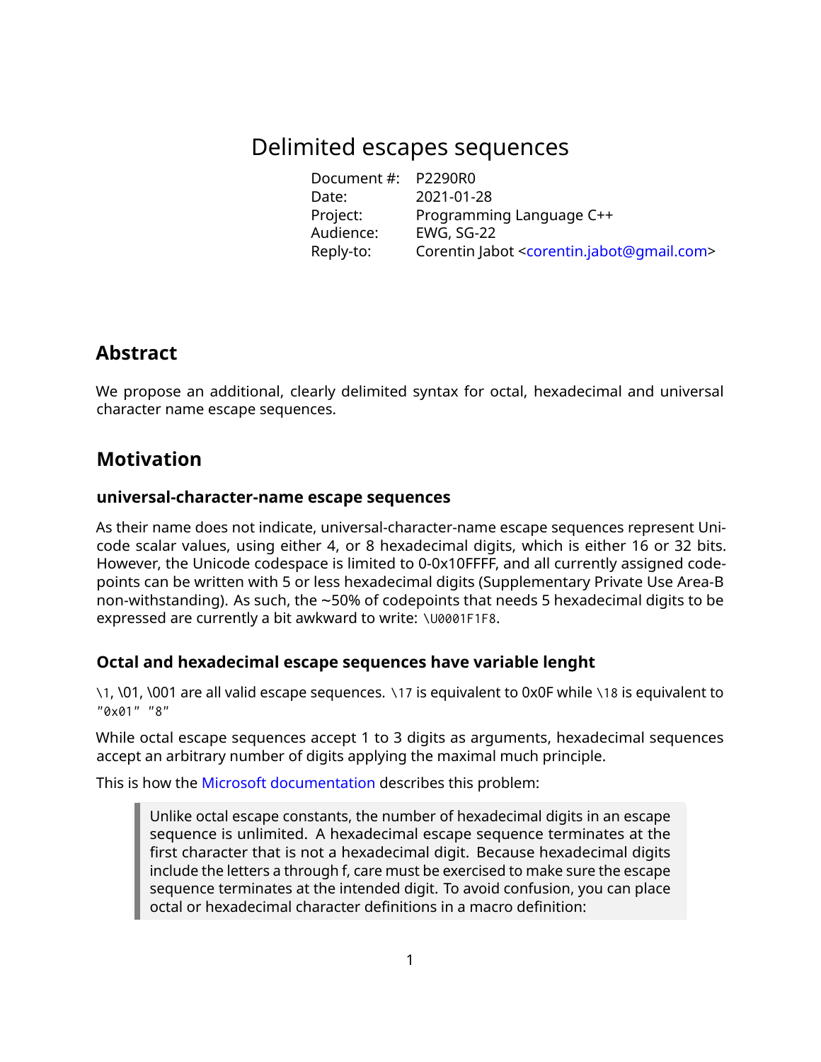# Delimited escapes sequences

| | |
|---|---|
| Document #: | P2290R0 |
| Date: | 2021-01-28 |
| Project: | Programming Language C++ |
| Audience: | EWG, SG-22 |
| Reply-to: | Corentin Jabot <corentin.jabot@gmail.com> |

## Abstract

We propose an additional, clearly delimited syntax for octal, hexadecimal and universal character name escape sequences.

## Motivation

### universal-character-name escape sequences

As their name does not indicate, universal-character-name escape sequences represent Unicode scalar values, using either 4, or 8 hexadecimal digits, which is either 16 or 32 bits. However, the Unicode codespace is limited to 0-0x10FFFF, and all currently assigned codepoints can be written with 5 or less hexadecimal digits (Supplementary Private Use Area-B non-withstanding). As such, the ~50% of codepoints that needs 5 hexadecimal digits to be expressed are currently a bit awkward to write: `\U0001F1F8`.

### Octal and hexadecimal escape sequences have variable lenght

`\1`, \01, \001 are all valid escape sequences. `\17` is equivalent to 0x0F while `\18` is equivalent to `"0x01" "8"`

While octal escape sequences accept 1 to 3 digits as arguments, hexadecimal sequences accept an arbitrary number of digits applying the maximal much principle.

This is how the Microsoft documentation describes this problem:

> Unlike octal escape constants, the number of hexadecimal digits in an escape sequence is unlimited. A hexadecimal escape sequence terminates at the first character that is not a hexadecimal digit. Because hexadecimal digits include the letters a through f, care must be exercised to make sure the escape sequence terminates at the intended digit. To avoid confusion, you can place octal or hexadecimal character definitions in a macro definition: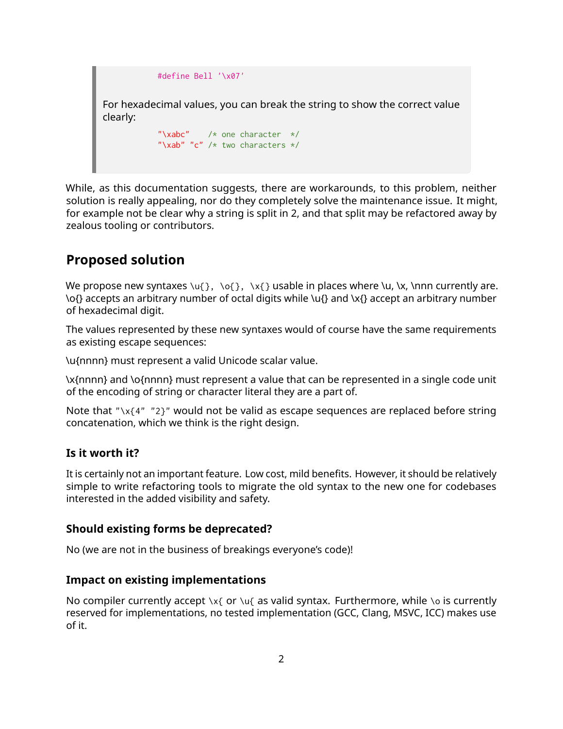> ```
> #define Bell '\x07'
> ```
>
> For hexadecimal values, you can break the string to show the correct value clearly:
>
> ```
> "\xabc"    /* one character  */
> "\xab" "c" /* two characters */
> ```

While, as this documentation suggests, there are workarounds, to this problem, neither solution is really appealing, nor do they completely solve the maintenance issue. It might, for example not be clear why a string is split in 2, and that split may be refactored away by zealous tooling or contributors.

## Proposed solution

We propose new syntaxes `\u{}, \o{}, \x{}` usable in places where \u, \x, \nnn currently are. \o{} accepts an arbitrary number of octal digits while \u{} and \x{} accept an arbitrary number of hexadecimal digit.

The values represented by these new syntaxes would of course have the same requirements as existing escape sequences:

\u{nnnn} must represent a valid Unicode scalar value.

\x{nnnn} and \o{nnnn} must represent a value that can be represented in a single code unit of the encoding of string or character literal they are a part of.

Note that `"\x{4" "2}"` would not be valid as escape sequences are replaced before string concatenation, which we think is the right design.

### Is it worth it?

It is certainly not an important feature. Low cost, mild benefits. However, it should be relatively simple to write refactoring tools to migrate the old syntax to the new one for codebases interested in the added visibility and safety.

### Should existing forms be deprecated?

No (we are not in the business of breakings everyone's code)!

### Impact on existing implementations

No compiler currently accept `\x{` or `\u{` as valid syntax. Furthermore, while `\o` is currently reserved for implementations, no tested implementation (GCC, Clang, MSVC, ICC) makes use of it.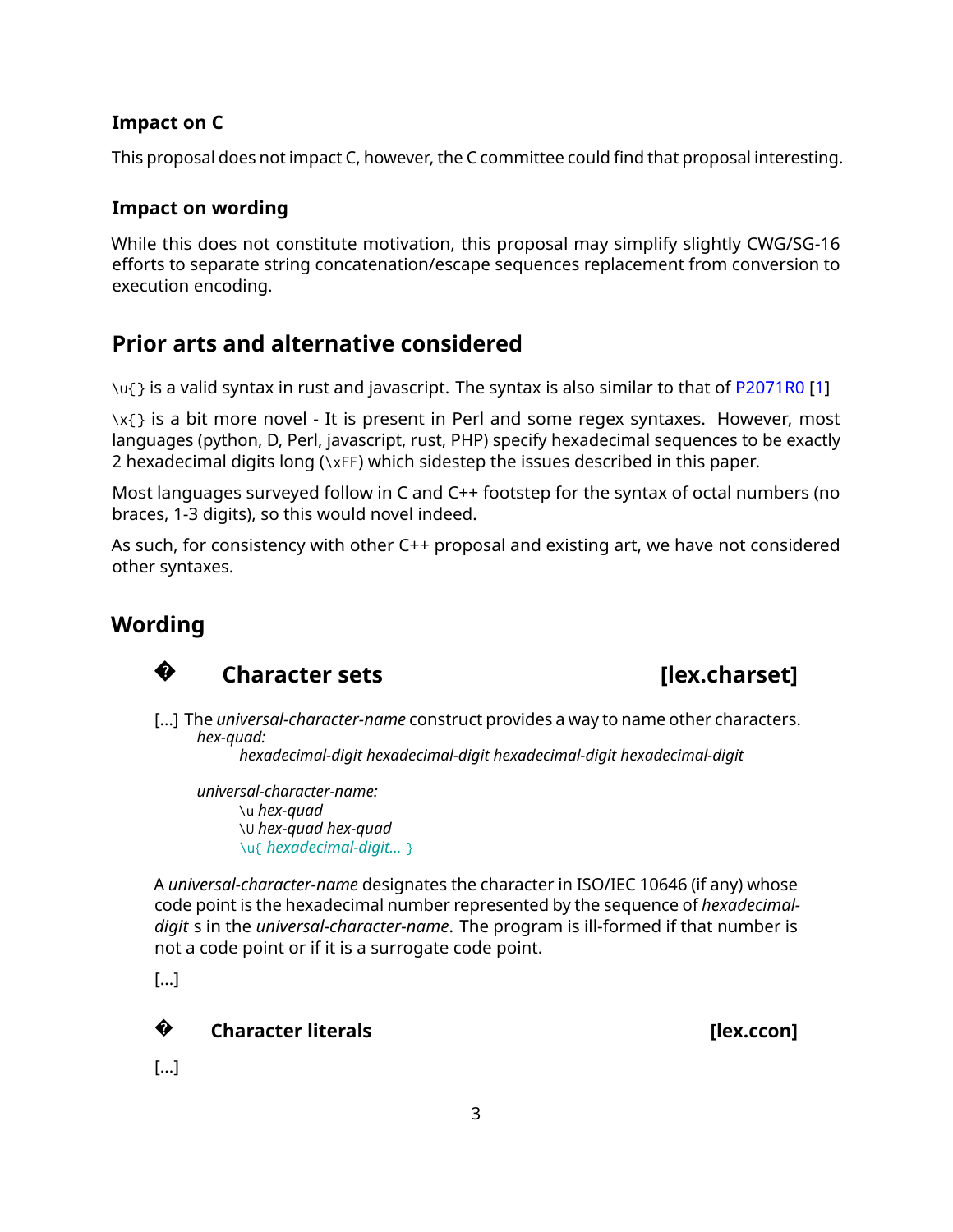### Impact on C

This proposal does not impact C, however, the C committee could find that proposal interesting.

### Impact on wording

While this does not constitute motivation, this proposal may simplify slightly CWG/SG-16 efforts to separate string concatenation/escape sequences replacement from conversion to execution encoding.

## Prior arts and alternative considered

`\u{}` is a valid syntax in rust and javascript. The syntax is also similar to that of P2071R0 [1]

`\x{}` is a bit more novel - It is present in Perl and some regex syntaxes. However, most languages (python, D, Perl, javascript, rust, PHP) specify hexadecimal sequences to be exactly 2 hexadecimal digits long (`\xFF`) which sidestep the issues described in this paper.

Most languages surveyed follow in C and C++ footstep for the syntax of octal numbers (no braces, 1-3 digits), so this would novel indeed.

As such, for consistency with other C++ proposal and existing art, we have not considered other syntaxes.

## Wording

### � Character sets [lex.charset]

[...] The *universal-character-name* construct provides a way to name other characters.

*hex-quad:*
    *hexadecimal-digit hexadecimal-digit hexadecimal-digit hexadecimal-digit*

*universal-character-name:*
    `\u` *hex-quad*
    `\U` *hex-quad hex-quad*
    `\u{` *hexadecimal-digit...* `}`

A *universal-character-name* designates the character in ISO/IEC 10646 (if any) whose code point is the hexadecimal number represented by the sequence of *hexadecimal-digit* s in the *universal-character-name*. The program is ill-formed if that number is not a code point or if it is a surrogate code point.

[...]

### � Character literals [lex.ccon]

[...]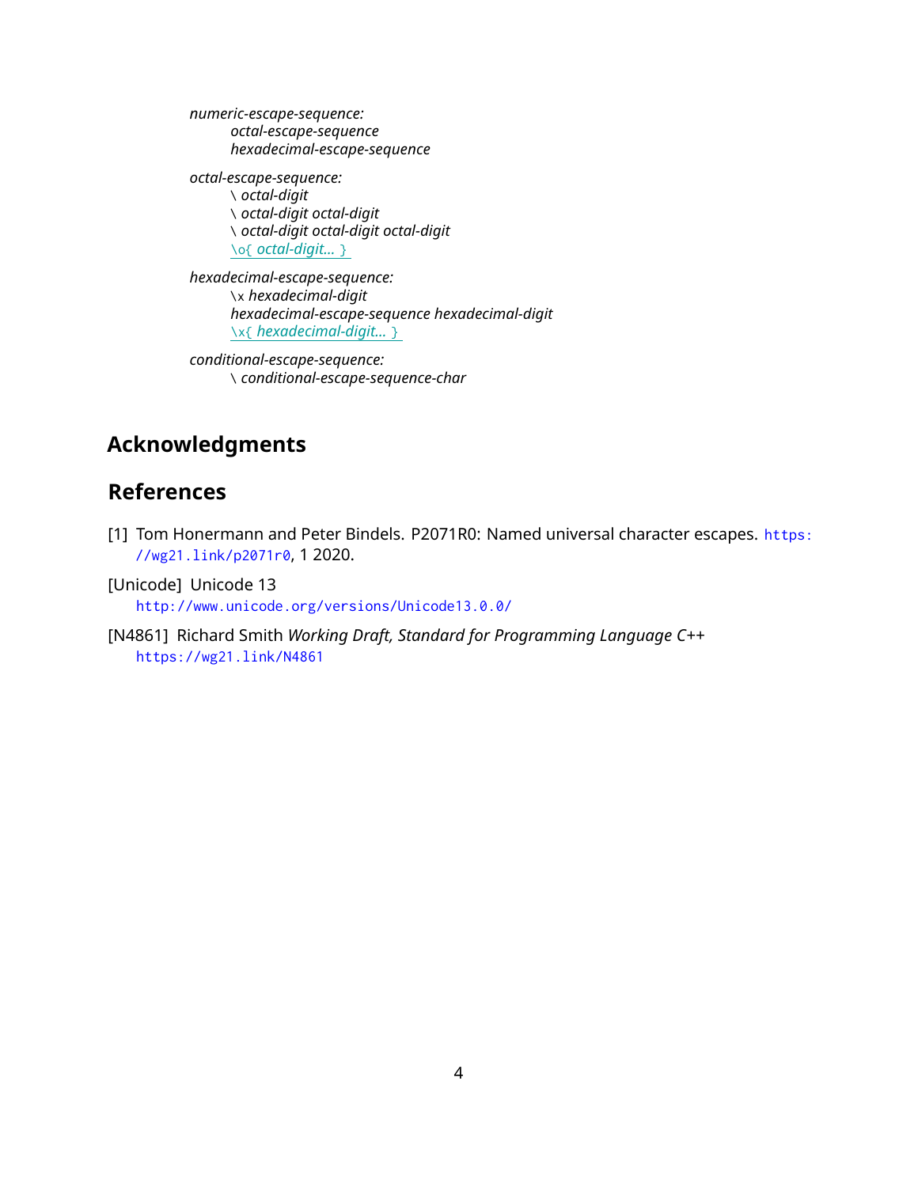*numeric-escape-sequence:*
  *octal-escape-sequence*
  *hexadecimal-escape-sequence*

*octal-escape-sequence:*
  \ *octal-digit*
  \ *octal-digit octal-digit*
  \ *octal-digit octal-digit octal-digit*
  `\o{` *octal-digit...* `}`

*hexadecimal-escape-sequence:*
  `\x` *hexadecimal-digit*
  *hexadecimal-escape-sequence hexadecimal-digit*
  `\x{` *hexadecimal-digit...* `}`

*conditional-escape-sequence:*
  \ *conditional-escape-sequence-char*

## Acknowledgments

## References

[1] Tom Honermann and Peter Bindels. P2071R0: Named universal character escapes. https://wg21.link/p2071r0, 1 2020.

[Unicode] Unicode 13
http://www.unicode.org/versions/Unicode13.0.0/

[N4861] Richard Smith *Working Draft, Standard for Programming Language C++*
https://wg21.link/N4861